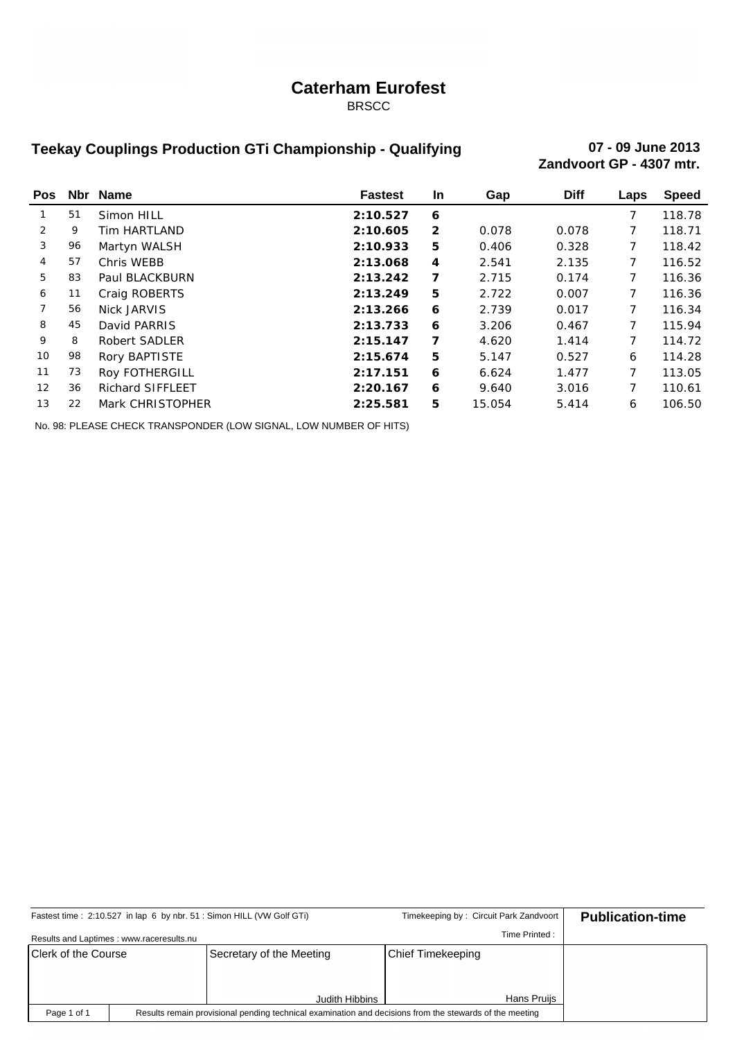# Caterham Eurofest

BRSCC

## Teekay Couplings Production GTi Championship - Qualifying

**07 - 09 June 2013**
**Zandvoort GP - 4307 mtr.**

| Pos | Nbr | Name | Fastest | In | Gap | Diff | Laps | Speed |
|---|---|---|---|---|---|---|---|---|
| 1 | 51 | Simon HILL | **2:10.527** | **6** | | | 7 | 118.78 |
| 2 | 9 | Tim HARTLAND | **2:10.605** | **2** | 0.078 | 0.078 | 7 | 118.71 |
| 3 | 96 | Martyn WALSH | **2:10.933** | **5** | 0.406 | 0.328 | 7 | 118.42 |
| 4 | 57 | Chris WEBB | **2:13.068** | **4** | 2.541 | 2.135 | 7 | 116.52 |
| 5 | 83 | Paul BLACKBURN | **2:13.242** | **7** | 2.715 | 0.174 | 7 | 116.36 |
| 6 | 11 | Craig ROBERTS | **2:13.249** | **5** | 2.722 | 0.007 | 7 | 116.36 |
| 7 | 56 | Nick JARVIS | **2:13.266** | **6** | 2.739 | 0.017 | 7 | 116.34 |
| 8 | 45 | David PARRIS | **2:13.733** | **6** | 3.206 | 0.467 | 7 | 115.94 |
| 9 | 8 | Robert SADLER | **2:15.147** | **7** | 4.620 | 1.414 | 7 | 114.72 |
| 10 | 98 | Rory BAPTISTE | **2:15.674** | **5** | 5.147 | 0.527 | 6 | 114.28 |
| 11 | 73 | Roy FOTHERGILL | **2:17.151** | **6** | 6.624 | 1.477 | 7 | 113.05 |
| 12 | 36 | Richard SIFFLEET | **2:20.167** | **6** | 9.640 | 3.016 | 7 | 110.61 |
| 13 | 22 | Mark CHRISTOPHER | **2:25.581** | **5** | 15.054 | 5.414 | 6 | 106.50 |

No. 98: PLEASE CHECK TRANSPONDER (LOW SIGNAL, LOW NUMBER OF HITS)

Fastest time : 2:10.527 in lap 6 by nbr. 51 : Simon HILL (VW Golf GTi)

Timekeeping by : Circuit Park Zandvoort

**Publication-time**

Results and Laptimes : www.raceresults.nu

Time Printed :

| Clerk of the Course | Secretary of the Meeting | Chief Timekeeping |
|---|---|---|
| | Judith Hibbins | Hans Pruijs |

Results remain provisional pending technical examination and decisions from the stewards of the meeting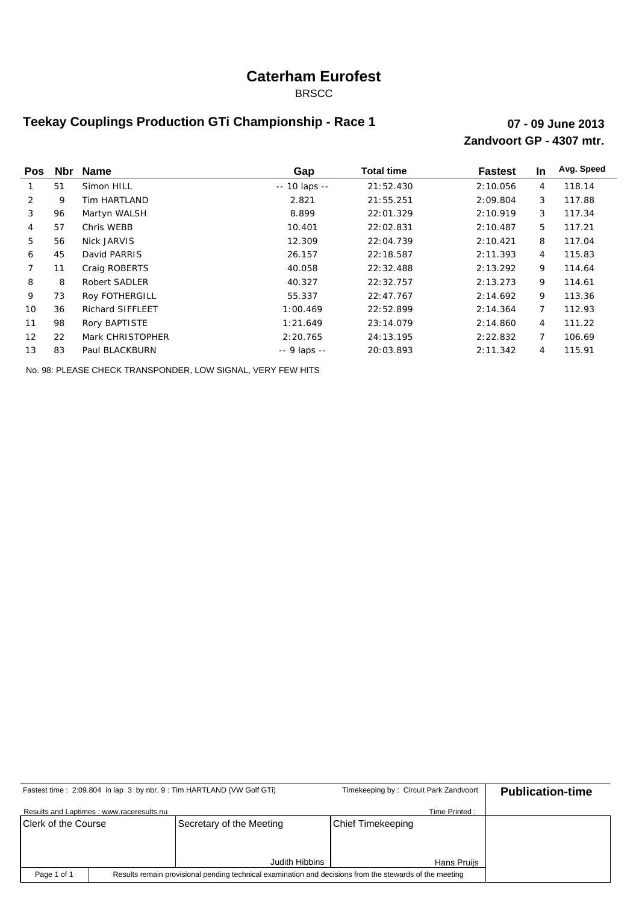# Caterham Eurofest

BRSCC

## Teekay Couplings Production GTi Championship - Race 1

**07 - 09 June 2013**

**Zandvoort GP - 4307 mtr.**

| Pos | Nbr | Name | Gap | Total time | Fastest | In | Avg. Speed |
|---|---|---|---|---|---|---|---|
| 1 | 51 | Simon HILL | -- 10 laps -- | 21:52.430 | 2:10.056 | 4 | 118.14 |
| 2 | 9 | Tim HARTLAND | 2.821 | 21:55.251 | 2:09.804 | 3 | 117.88 |
| 3 | 96 | Martyn WALSH | 8.899 | 22:01.329 | 2:10.919 | 3 | 117.34 |
| 4 | 57 | Chris WEBB | 10.401 | 22:02.831 | 2:10.487 | 5 | 117.21 |
| 5 | 56 | Nick JARVIS | 12.309 | 22:04.739 | 2:10.421 | 8 | 117.04 |
| 6 | 45 | David PARRIS | 26.157 | 22:18.587 | 2:11.393 | 4 | 115.83 |
| 7 | 11 | Craig ROBERTS | 40.058 | 22:32.488 | 2:13.292 | 9 | 114.64 |
| 8 | 8 | Robert SADLER | 40.327 | 22:32.757 | 2:13.273 | 9 | 114.61 |
| 9 | 73 | Roy FOTHERGILL | 55.337 | 22:47.767 | 2:14.692 | 9 | 113.36 |
| 10 | 36 | Richard SIFFLEET | 1:00.469 | 22:52.899 | 2:14.364 | 7 | 112.93 |
| 11 | 98 | Rory BAPTISTE | 1:21.649 | 23:14.079 | 2:14.860 | 4 | 111.22 |
| 12 | 22 | Mark CHRISTOPHER | 2:20.765 | 24:13.195 | 2:22.832 | 7 | 106.69 |
| 13 | 83 | Paul BLACKBURN | -- 9 laps -- | 20:03.893 | 2:11.342 | 4 | 115.91 |

No. 98: PLEASE CHECK TRANSPONDER, LOW SIGNAL, VERY FEW HITS

Fastest time : 2:09.804 in lap 3 by nbr. 9 : Tim HARTLAND (VW Golf GTi)

Timekeeping by : Circuit Park Zandvoort

**Publication-time**

Results and Laptimes : www.raceresults.nu

Time Printed :

| Clerk of the Course | Secretary of the Meeting | Chief Timekeeping |
|---|---|---|
| | Judith Hibbins | Hans Pruijs |

Results remain provisional pending technical examination and decisions from the stewards of the meeting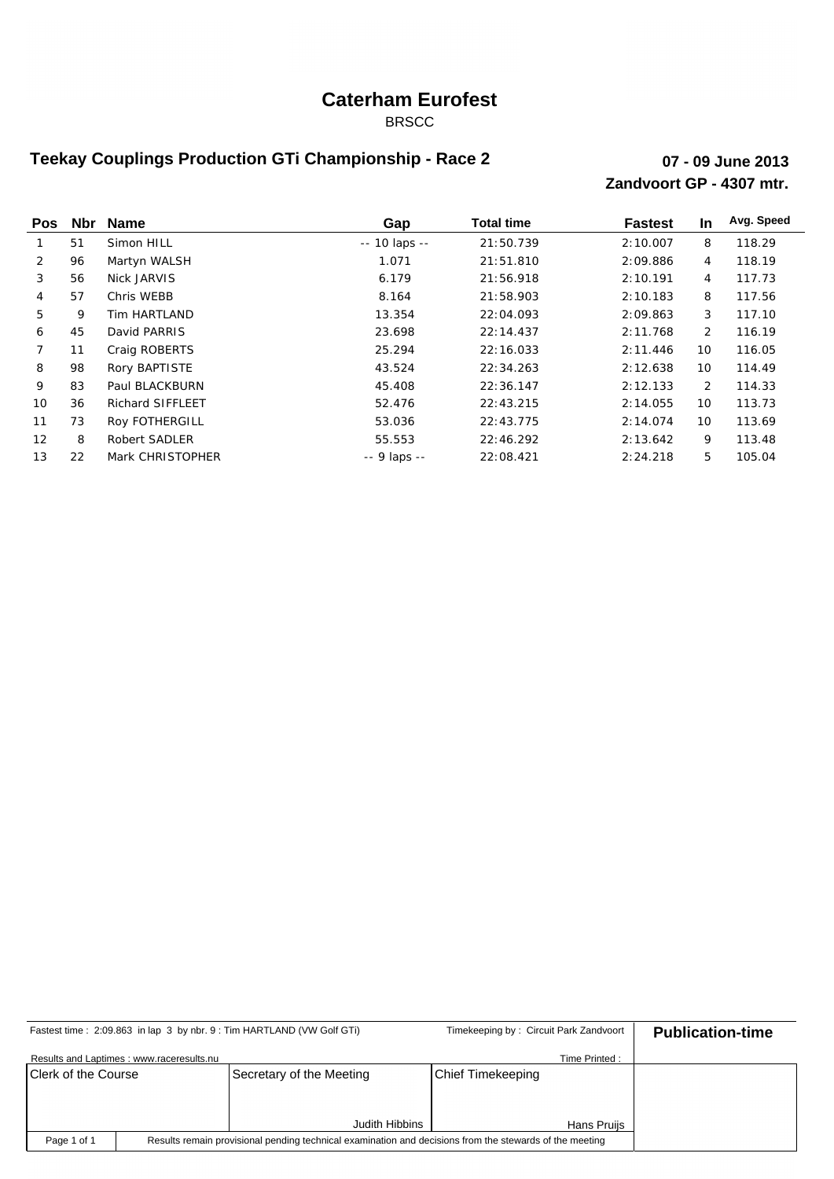# Caterham Eurofest

BRSCC

## Teekay Couplings Production GTi Championship - Race 2

**07 - 09 June 2013**

**Zandvoort GP - 4307 mtr.**

| Pos | Nbr | Name | Gap | Total time | Fastest | In | Avg. Speed |
|---|---|---|---|---|---|---|---|
| 1 | 51 | Simon HILL | -- 10 laps -- | 21:50.739 | 2:10.007 | 8 | 118.29 |
| 2 | 96 | Martyn WALSH | 1.071 | 21:51.810 | 2:09.886 | 4 | 118.19 |
| 3 | 56 | Nick JARVIS | 6.179 | 21:56.918 | 2:10.191 | 4 | 117.73 |
| 4 | 57 | Chris WEBB | 8.164 | 21:58.903 | 2:10.183 | 8 | 117.56 |
| 5 | 9 | Tim HARTLAND | 13.354 | 22:04.093 | 2:09.863 | 3 | 117.10 |
| 6 | 45 | David PARRIS | 23.698 | 22:14.437 | 2:11.768 | 2 | 116.19 |
| 7 | 11 | Craig ROBERTS | 25.294 | 22:16.033 | 2:11.446 | 10 | 116.05 |
| 8 | 98 | Rory BAPTISTE | 43.524 | 22:34.263 | 2:12.638 | 10 | 114.49 |
| 9 | 83 | Paul BLACKBURN | 45.408 | 22:36.147 | 2:12.133 | 2 | 114.33 |
| 10 | 36 | Richard SIFFLEET | 52.476 | 22:43.215 | 2:14.055 | 10 | 113.73 |
| 11 | 73 | Roy FOTHERGILL | 53.036 | 22:43.775 | 2:14.074 | 10 | 113.69 |
| 12 | 8 | Robert SADLER | 55.553 | 22:46.292 | 2:13.642 | 9 | 113.48 |
| 13 | 22 | Mark CHRISTOPHER | -- 9 laps -- | 22:08.421 | 2:24.218 | 5 | 105.04 |

Fastest time : 2:09.863 in lap 3 by nbr. 9 : Tim HARTLAND (VW Golf GTi)

Timekeeping by : Circuit Park Zandvoort

**Publication-time**

Results and Laptimes : www.raceresults.nu

Time Printed :

| Clerk of the Course | Secretary of the Meeting | Chief Timekeeping |
|---|---|---|
| | Judith Hibbins | Hans Pruijs |

Results remain provisional pending technical examination and decisions from the stewards of the meeting